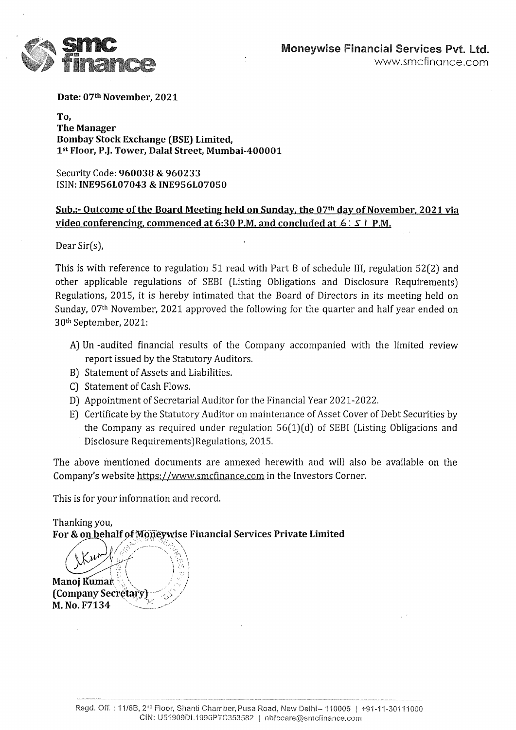**Moneywise Financial Services Pvt. Ltd.**
www.smcfinance.com

**Date: 07th November, 2021**

**To,**
**The Manager**
**Bombay Stock Exchange (BSE) Limited,**
**1st Floor, P.J. Tower, Dalal Street, Mumbai-400001**

Security Code: **960038 & 960233**
ISIN: **INE956L07043 & INE956L07050**

**Sub.:- Outcome of the Board Meeting held on Sunday, the 07th day of November, 2021 via video conferencing, commenced at 6:30 P.M. and concluded at 6:51 P.M.**

Dear Sir(s),

This is with reference to regulation 51 read with Part B of schedule III, regulation 52(2) and other applicable regulations of SEBI (Listing Obligations and Disclosure Requirements) Regulations, 2015, it is hereby intimated that the Board of Directors in its meeting held on Sunday, 07th November, 2021 approved the following for the quarter and half year ended on 30th September, 2021:

A) Un -audited financial results of the Company accompanied with the limited review report issued by the Statutory Auditors.
B) Statement of Assets and Liabilities.
C) Statement of Cash Flows.
D) Appointment of Secretarial Auditor for the Financial Year 2021-2022.
E) Certificate by the Statutory Auditor on maintenance of Asset Cover of Debt Securities by the Company as required under regulation 56(1)(d) of SEBI (Listing Obligations and Disclosure Requirements)Regulations, 2015.

The above mentioned documents are annexed herewith and will also be available on the Company's website https://www.smcfinance.com in the Investors Corner.

This is for your information and record.

Thanking you,
**For & on behalf of Moneywise Financial Services Private Limited**

**Manoj Kumar**
**(Company Secretary)**
**M. No. F7134**

Regd. Off. : 11/6B, 2nd Floor, Shanti Chamber, Pusa Road, New Delhi – 110005 | +91-11-30111000
CIN: U51909DL1996PTC353582 | nbfccare@smcfinance.com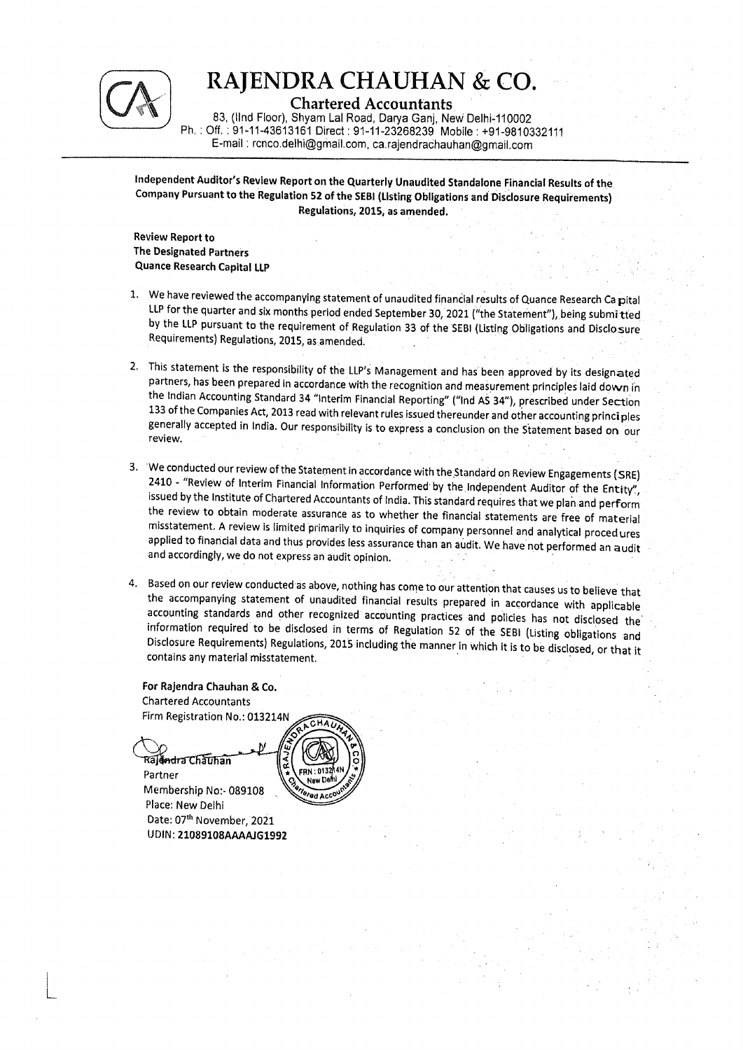# RAJENDRA CHAUHAN & CO.

**Chartered Accountants**

83, (IInd Floor), Shyam Lal Road, Darya Ganj, New Delhi-110002
Ph. : Off. : 91-11-43613161 Direct : 91-11-23268239 Mobile : +91-9810332111
E-mail : rcnco.delhi@gmail.com, ca.rajendrachauhan@gmail.com

**Independent Auditor's Review Report on the Quarterly Unaudited Standalone Financial Results of the Company Pursuant to the Regulation 52 of the SEBI (Listing Obligations and Disclosure Requirements) Regulations, 2015, as amended.**

**Review Report to**
**The Designated Partners**
**Quance Research Capital LLP**

1. We have reviewed the accompanying statement of unaudited financial results of Quance Research Capital LLP for the quarter and six months period ended September 30, 2021 ("the Statement"), being submitted by the LLP pursuant to the requirement of Regulation 33 of the SEBI (Listing Obligations and Disclosure Requirements) Regulations, 2015, as amended.

2. This statement is the responsibility of the LLP's Management and has been approved by its designated partners, has been prepared in accordance with the recognition and measurement principles laid down in the Indian Accounting Standard 34 "Interim Financial Reporting" ("Ind AS 34"), prescribed under Section 133 of the Companies Act, 2013 read with relevant rules issued thereunder and other accounting principles generally accepted in India. Our responsibility is to express a conclusion on the Statement based on our review.

3. We conducted our review of the Statement in accordance with the Standard on Review Engagements (SRE) 2410 - "Review of Interim Financial Information Performed by the Independent Auditor of the Entity", issued by the Institute of Chartered Accountants of India. This standard requires that we plan and perform the review to obtain moderate assurance as to whether the financial statements are free of material misstatement. A review is limited primarily to inquiries of company personnel and analytical procedures applied to financial data and thus provides less assurance than an audit. We have not performed an audit and accordingly, we do not express an audit opinion.

4. Based on our review conducted as above, nothing has come to our attention that causes us to believe that the accompanying statement of unaudited financial results prepared in accordance with applicable accounting standards and other recognized accounting practices and policies has not disclosed the information required to be disclosed in terms of Regulation 52 of the SEBI (Listing obligations and Disclosure Requirements) Regulations, 2015 including the manner in which it is to be disclosed, or that it contains any material misstatement.

**For Rajendra Chauhan & Co.**
Chartered Accountants
Firm Registration No.: 013214N

Rajendra Chauhan
Partner
Membership No:- 089108
Place: New Delhi
Date: 07th November, 2021
UDIN: **21089108AAAAJG1992**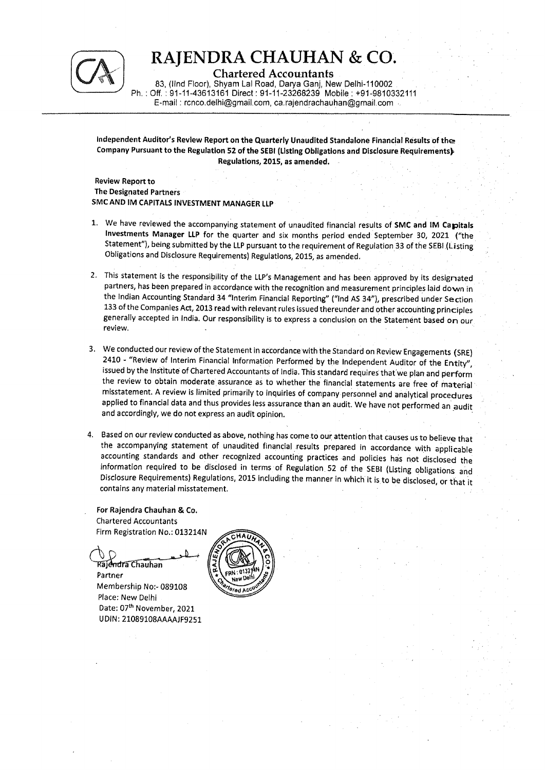# RAJENDRA CHAUHAN & CO.

**Chartered Accountants**

83, (IInd Floor), Shyam Lal Road, Darya Ganj, New Delhi-110002
Ph. : Off. : 91-11-43613161 Direct : 91-11-23268239 Mobile : +91-9810332111
E-mail : rcnco.delhi@gmail.com, ca.rajendrachauhan@gmail.com

---

**Independent Auditor's Review Report on the Quarterly Unaudited Standalone Financial Results of the Company Pursuant to the Regulation 52 of the SEBI (Listing Obligations and Disclosure Requirements) Regulations, 2015, as amended.**

**Review Report to**
**The Designated Partners**
**SMC AND IM CAPITALS INVESTMENT MANAGER LLP**

1. We have reviewed the accompanying statement of unaudited financial results of **SMC and IM Capitals Investments Manager LLP** for the quarter and six months period ended September 30, 2021 ("the Statement"), being submitted by the LLP pursuant to the requirement of Regulation 33 of the SEBI (Listing Obligations and Disclosure Requirements) Regulations, 2015, as amended.

2. This statement is the responsibility of the LLP's Management and has been approved by its designated partners, has been prepared in accordance with the recognition and measurement principles laid down in the Indian Accounting Standard 34 "Interim Financial Reporting" ("Ind AS 34"), prescribed under Section 133 of the Companies Act, 2013 read with relevant rules issued thereunder and other accounting principles generally accepted in India. Our responsibility is to express a conclusion on the Statement based on our review.

3. We conducted our review of the Statement in accordance with the Standard on Review Engagements (SRE) 2410 - "Review of Interim Financial Information Performed by the Independent Auditor of the Entity", issued by the Institute of Chartered Accountants of India. This standard requires that we plan and perform the review to obtain moderate assurance as to whether the financial statements are free of material misstatement. A review is limited primarily to inquiries of company personnel and analytical procedures applied to financial data and thus provides less assurance than an audit. We have not performed an audit and accordingly, we do not express an audit opinion.

4. Based on our review conducted as above, nothing has come to our attention that causes us to believe that the accompanying statement of unaudited financial results prepared in accordance with applicable accounting standards and other recognized accounting practices and policies has not disclosed the information required to be disclosed in terms of Regulation 52 of the SEBI (Listing obligations and Disclosure Requirements) Regulations, 2015 including the manner in which it is to be disclosed, or that it contains any material misstatement.

**For Rajendra Chauhan & Co.**
Chartered Accountants
Firm Registration No.: 013214N

Rajendra Chauhan
Partner
Membership No:- 089108
Place: New Delhi
Date: 07th November, 2021
UDIN: 21089108AAAAJF9251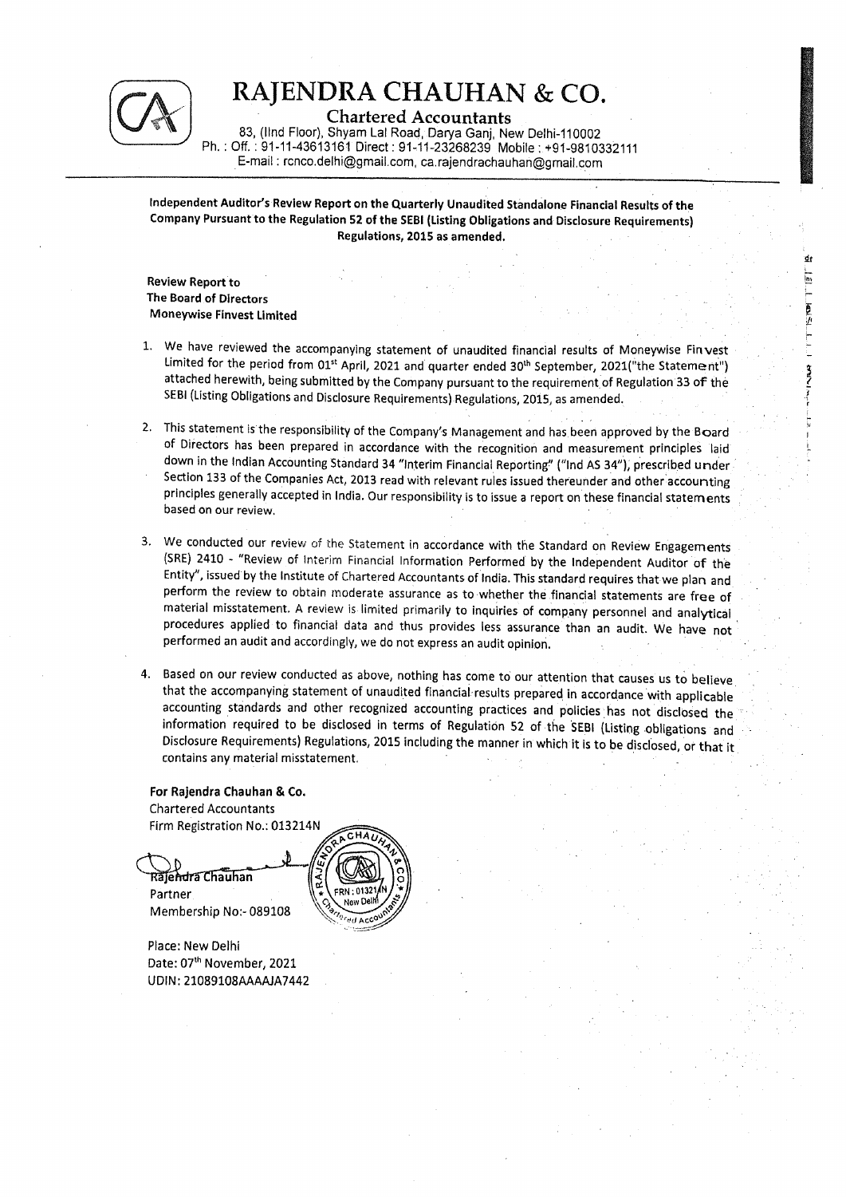# RAJENDRA CHAUHAN & CO.

**Chartered Accountants**

83, (IInd Floor), Shyam Lal Road, Darya Ganj, New Delhi-110002
Ph. : Off. : 91-11-43613161 Direct : 91-11-23268239 Mobile : +91-9810332111
E-mail : rcnco.delhi@gmail.com, ca.rajendrachauhan@gmail.com

**Independent Auditor's Review Report on the Quarterly Unaudited Standalone Financial Results of the Company Pursuant to the Regulation 52 of the SEBI (Listing Obligations and Disclosure Requirements) Regulations, 2015 as amended.**

**Review Report to**
**The Board of Directors**
**Moneywise Finvest Limited**

1. We have reviewed the accompanying statement of unaudited financial results of Moneywise Finvest Limited for the period from 01st April, 2021 and quarter ended 30th September, 2021("the Statement") attached herewith, being submitted by the Company pursuant to the requirement of Regulation 33 of the SEBI (Listing Obligations and Disclosure Requirements) Regulations, 2015, as amended.

2. This statement is the responsibility of the Company's Management and has been approved by the Board of Directors has been prepared in accordance with the recognition and measurement principles laid down in the Indian Accounting Standard 34 "Interim Financial Reporting" ("Ind AS 34"), prescribed under Section 133 of the Companies Act, 2013 read with relevant rules issued thereunder and other accounting principles generally accepted in India. Our responsibility is to issue a report on these financial statements based on our review.

3. We conducted our review of the Statement in accordance with the Standard on Review Engagements (SRE) 2410 - "Review of Interim Financial Information Performed by the Independent Auditor of the Entity", issued by the Institute of Chartered Accountants of India. This standard requires that we plan and perform the review to obtain moderate assurance as to whether the financial statements are free of material misstatement. A review is limited primarily to inquiries of company personnel and analytical procedures applied to financial data and thus provides less assurance than an audit. We have not performed an audit and accordingly, we do not express an audit opinion.

4. Based on our review conducted as above, nothing has come to our attention that causes us to believe that the accompanying statement of unaudited financial results prepared in accordance with applicable accounting standards and other recognized accounting practices and policies has not disclosed the information required to be disclosed in terms of Regulation 52 of the SEBI (Listing obligations and Disclosure Requirements) Regulations, 2015 including the manner in which it is to be disclosed, or that it contains any material misstatement.

**For Rajendra Chauhan & Co.**
Chartered Accountants
Firm Registration No.: 013214N

Rajendra Chauhan
Partner
Membership No:- 089108

Place: New Delhi
Date: 07th November, 2021
UDIN: 21089108AAAAJA7442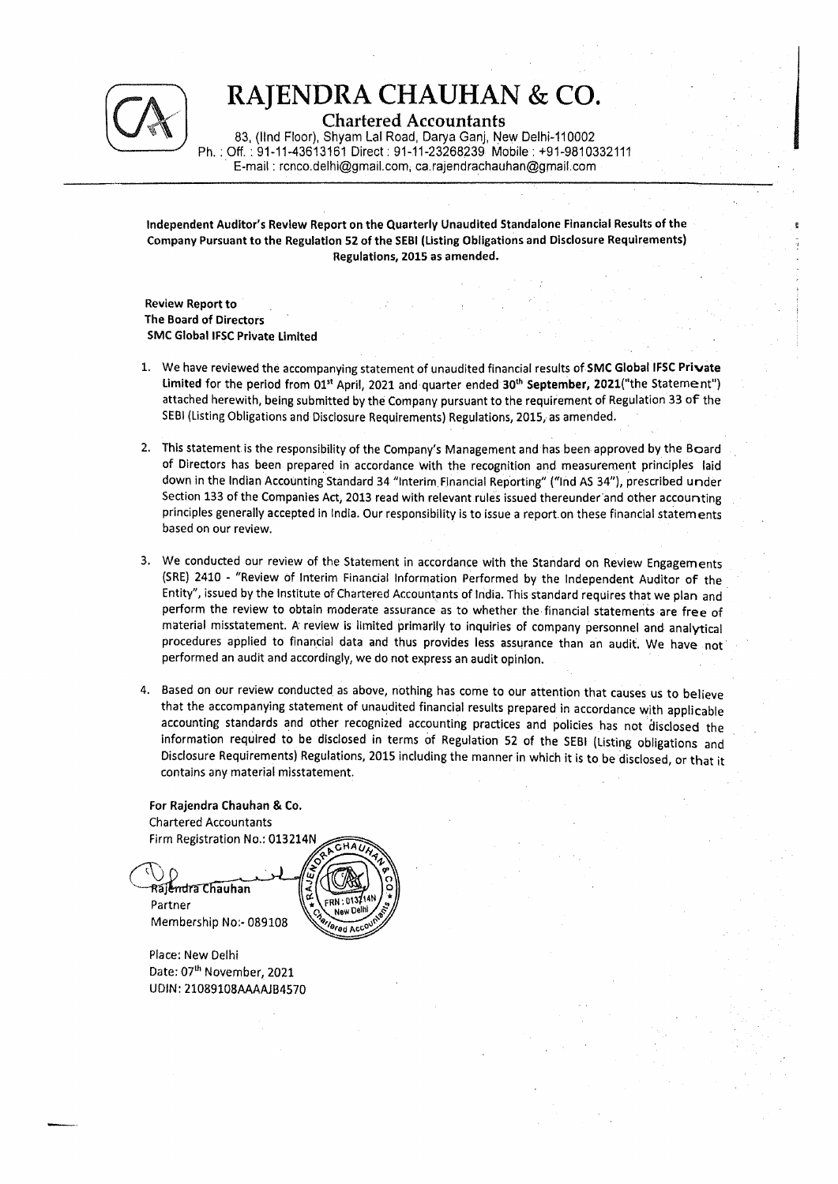# RAJENDRA CHAUHAN & CO.

**Chartered Accountants**

83, (IInd Floor), Shyam Lal Road, Darya Ganj, New Delhi-110002
Ph. : Off. : 91-11-43613161 Direct : 91-11-23268239 Mobile : +91-9810332111
E-mail : rcnco.delhi@gmail.com, ca.rajendrachauhan@gmail.com

---

**Independent Auditor's Review Report on the Quarterly Unaudited Standalone Financial Results of the Company Pursuant to the Regulation 52 of the SEBI (Listing Obligations and Disclosure Requirements) Regulations, 2015 as amended.**

**Review Report to**
**The Board of Directors**
**SMC Global IFSC Private Limited**

1. We have reviewed the accompanying statement of unaudited financial results of **SMC Global IFSC Private Limited** for the period from 01st April, 2021 and quarter ended **30th September, 2021**("the Statement") attached herewith, being submitted by the Company pursuant to the requirement of Regulation 33 of the SEBI (Listing Obligations and Disclosure Requirements) Regulations, 2015, as amended.

2. This statement is the responsibility of the Company's Management and has been approved by the Board of Directors has been prepared in accordance with the recognition and measurement principles laid down in the Indian Accounting Standard 34 "Interim Financial Reporting" ("Ind AS 34"), prescribed under Section 133 of the Companies Act, 2013 read with relevant rules issued thereunder and other accounting principles generally accepted in India. Our responsibility is to issue a report on these financial statements based on our review.

3. We conducted our review of the Statement in accordance with the Standard on Review Engagements (SRE) 2410 - "Review of Interim Financial Information Performed by the Independent Auditor of the Entity", issued by the Institute of Chartered Accountants of India. This standard requires that we plan and perform the review to obtain moderate assurance as to whether the financial statements are free of material misstatement. A review is limited primarily to inquiries of company personnel and analytical procedures applied to financial data and thus provides less assurance than an audit. We have not performed an audit and accordingly, we do not express an audit opinion.

4. Based on our review conducted as above, nothing has come to our attention that causes us to believe that the accompanying statement of unaudited financial results prepared in accordance with applicable accounting standards and other recognized accounting practices and policies has not disclosed the information required to be disclosed in terms of Regulation 52 of the SEBI (Listing obligations and Disclosure Requirements) Regulations, 2015 including the manner in which it is to be disclosed, or that it contains any material misstatement.

**For Rajendra Chauhan & Co.**
Chartered Accountants
Firm Registration No.: 013214N

Rajendra Chauhan
Partner
Membership No:- 089108

Place: New Delhi
Date: 07th November, 2021
UDIN: 21089108AAAAJB4570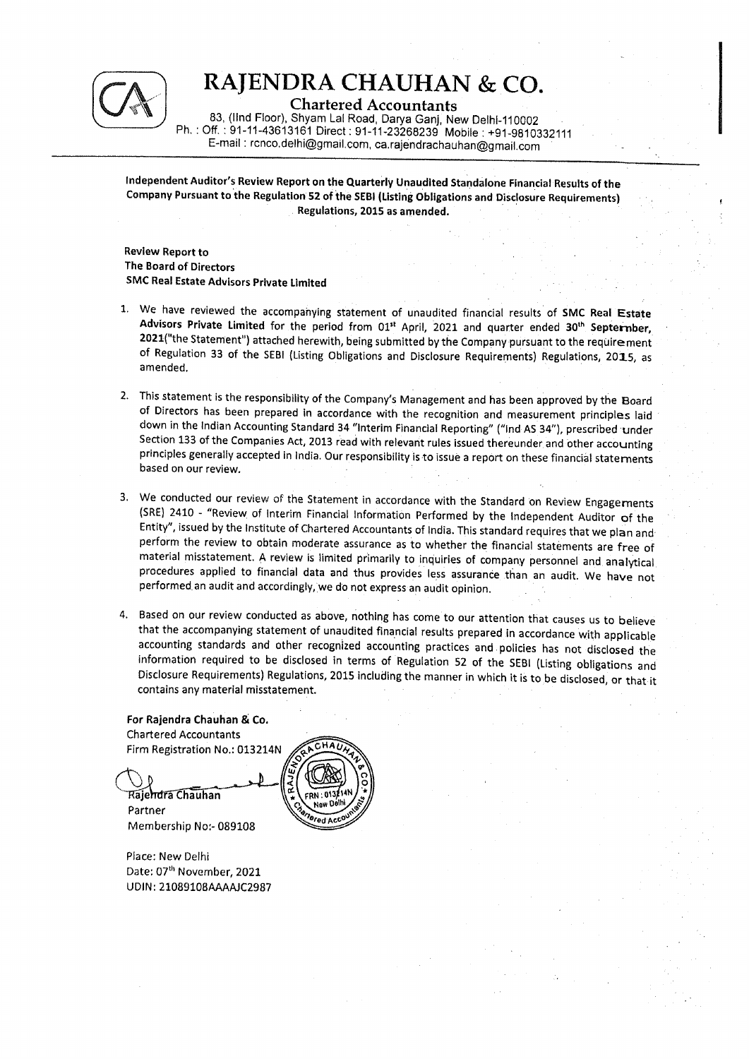# RAJENDRA CHAUHAN & CO.

**Chartered Accountants**

83, (IInd Floor), Shyam Lal Road, Darya Ganj, New Delhi-110002
Ph. : Off. : 91-11-43613161 Direct : 91-11-23268239 Mobile : +91-9810332111
E-mail : rcnco.delhi@gmail.com, ca.rajendrachauhan@gmail.com

**Independent Auditor's Review Report on the Quarterly Unaudited Standalone Financial Results of the Company Pursuant to the Regulation 52 of the SEBI (Listing Obligations and Disclosure Requirements) Regulations, 2015 as amended.**

**Review Report to**
**The Board of Directors**
**SMC Real Estate Advisors Private Limited**

1. We have reviewed the accompanying statement of unaudited financial results of **SMC Real Estate Advisors Private Limited** for the period from 01st April, 2021 and quarter ended **30th September, 2021**("the Statement") attached herewith, being submitted by the Company pursuant to the requirement of Regulation 33 of the SEBI (Listing Obligations and Disclosure Requirements) Regulations, 2015, as amended.

2. This statement is the responsibility of the Company's Management and has been approved by the Board of Directors has been prepared in accordance with the recognition and measurement principles laid down in the Indian Accounting Standard 34 "Interim Financial Reporting" ("Ind AS 34"), prescribed under Section 133 of the Companies Act, 2013 read with relevant rules issued thereunder and other accounting principles generally accepted in India. Our responsibility is to issue a report on these financial statements based on our review.

3. We conducted our review of the Statement in accordance with the Standard on Review Engagements (SRE) 2410 - "Review of Interim Financial Information Performed by the Independent Auditor of the Entity", issued by the Institute of Chartered Accountants of India. This standard requires that we plan and perform the review to obtain moderate assurance as to whether the financial statements are free of material misstatement. A review is limited primarily to inquiries of company personnel and analytical procedures applied to financial data and thus provides less assurance than an audit. We have not performed an audit and accordingly, we do not express an audit opinion.

4. Based on our review conducted as above, nothing has come to our attention that causes us to believe that the accompanying statement of unaudited financial results prepared in accordance with applicable accounting standards and other recognized accounting practices and policies has not disclosed the information required to be disclosed in terms of Regulation 52 of the SEBI (Listing obligations and Disclosure Requirements) Regulations, 2015 including the manner in which it is to be disclosed, or that it contains any material misstatement.

**For Rajendra Chauhan & Co.**
Chartered Accountants
Firm Registration No.: 013214N

Rajendra Chauhan
Partner
Membership No:- 089108

Place: New Delhi
Date: 07th November, 2021
UDIN: 21089108AAAAJC2987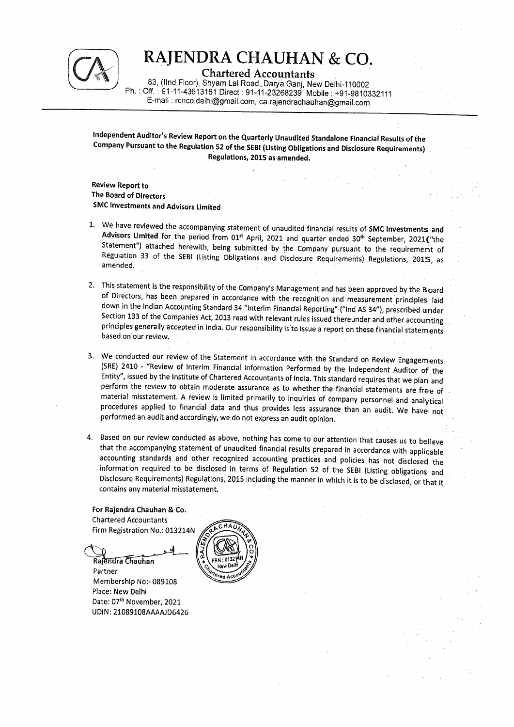# RAJENDRA CHAUHAN & CO.

**Chartered Accountants**

83, (IInd Floor), Shyam Lal Road, Darya Ganj, New Delhi-110002
Ph. : Off. : 91-11-43613161 Direct : 91-11-23268239 Mobile : +91-9810332111
E-mail : rcnco.delhi@gmail.com, ca.rajendrachauhan@gmail.com

**Independent Auditor's Review Report on the Quarterly Unaudited Standalone Financial Results of the Company Pursuant to the Regulation 52 of the SEBI (Listing Obligations and Disclosure Requirements) Regulations, 2015 as amended.**

**Review Report to**
**The Board of Directors**
**SMC Investments and Advisors Limited**

1. We have reviewed the accompanying statement of unaudited financial results of **SMC Investments and Advisors Limited** for the period from 01st April, 2021 and quarter ended 30th September, 2021("the Statement") attached herewith, being submitted by the Company pursuant to the requirement of Regulation 33 of the SEBI (Listing Obligations and Disclosure Requirements) Regulations, 2015, as amended.

2. This statement is the responsibility of the Company's Management and has been approved by the Board of Directors, has been prepared in accordance with the recognition and measurement principles laid down in the Indian Accounting Standard 34 "Interim Financial Reporting" ("Ind AS 34"), prescribed under Section 133 of the Companies Act, 2013 read with relevant rules issued thereunder and other accounting principles generally accepted in India. Our responsibility is to issue a report on these financial statements based on our review.

3. We conducted our review of the Statement in accordance with the Standard on Review Engagements (SRE) 2410 - "Review of Interim Financial Information Performed by the Independent Auditor of the Entity", issued by the Institute of Chartered Accountants of India. This standard requires that we plan and perform the review to obtain moderate assurance as to whether the financial statements are free of material misstatement. A review is limited primarily to inquiries of company personnel and analytical procedures applied to financial data and thus provides less assurance than an audit. We have not performed an audit and accordingly, we do not express an audit opinion.

4. Based on our review conducted as above, nothing has come to our attention that causes us to believe that the accompanying statement of unaudited financial results prepared in accordance with applicable accounting standards and other recognized accounting practices and policies has not disclosed the information required to be disclosed in terms of Regulation 52 of the SEBI (Listing obligations and Disclosure Requirements) Regulations, 2015 including the manner in which it is to be disclosed, or that it contains any material misstatement.

**For Rajendra Chauhan & Co.**
Chartered Accountants
Firm Registration No.: 013214N

Rajendra Chauhan
Partner
Membership No:- 089108
Place: New Delhi
Date: 07th November, 2021
UDIN: 21089108AAAAJD6426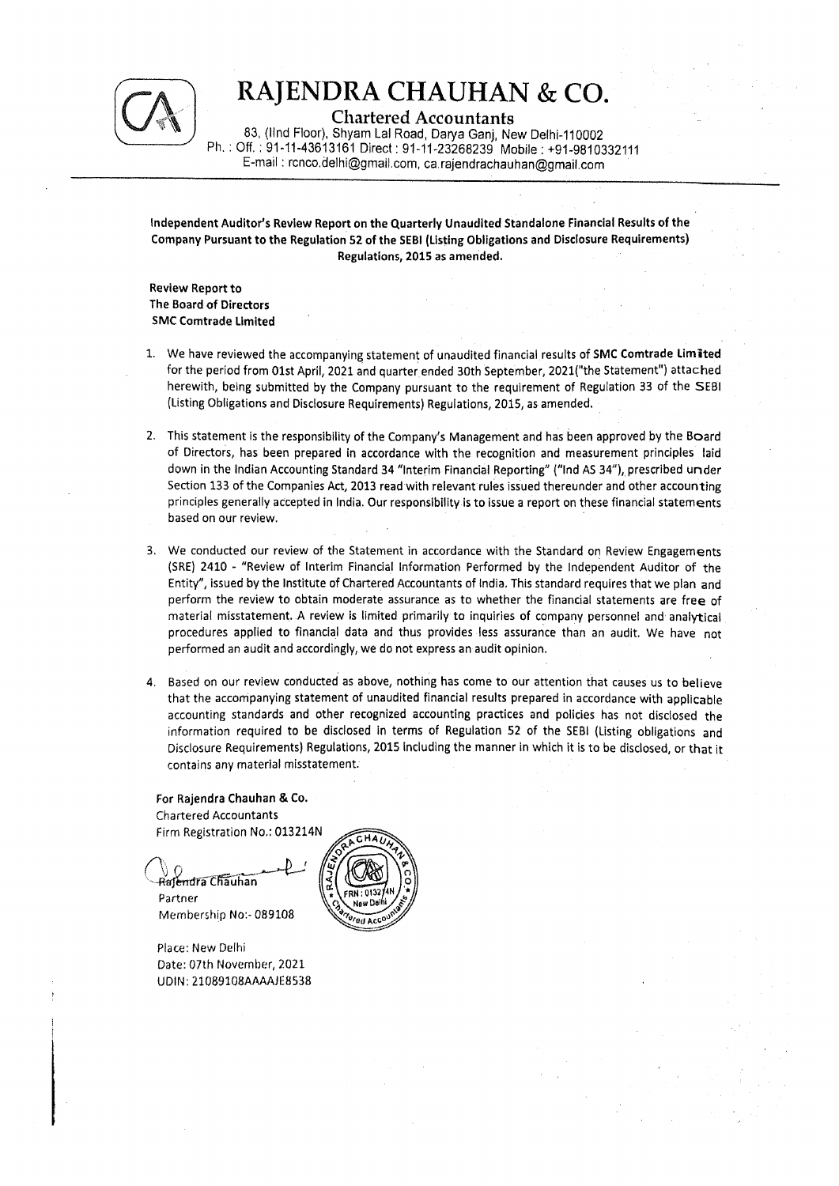# RAJENDRA CHAUHAN & CO.

**Chartered Accountants**

83, (IInd Floor), Shyam Lal Road, Darya Ganj, New Delhi-110002
Ph. : Off. : 91-11-43613161 Direct : 91-11-23268239 Mobile : +91-9810332111
E-mail : rcnco.delhi@gmail.com, ca.rajendrachauhan@gmail.com

---

**Independent Auditor's Review Report on the Quarterly Unaudited Standalone Financial Results of the Company Pursuant to the Regulation 52 of the SEBI (Listing Obligations and Disclosure Requirements) Regulations, 2015 as amended.**

**Review Report to**
**The Board of Directors**
**SMC Comtrade Limited**

1. We have reviewed the accompanying statement of unaudited financial results of **SMC Comtrade Limited** for the period from 01st April, 2021 and quarter ended 30th September, 2021("the Statement") attached herewith, being submitted by the Company pursuant to the requirement of Regulation 33 of the SEBI (Listing Obligations and Disclosure Requirements) Regulations, 2015, as amended.

2. This statement is the responsibility of the Company's Management and has been approved by the Board of Directors, has been prepared in accordance with the recognition and measurement principles laid down in the Indian Accounting Standard 34 "Interim Financial Reporting" ("Ind AS 34"), prescribed under Section 133 of the Companies Act, 2013 read with relevant rules issued thereunder and other accounting principles generally accepted in India. Our responsibility is to issue a report on these financial statements based on our review.

3. We conducted our review of the Statement in accordance with the Standard on Review Engagements (SRE) 2410 - "Review of Interim Financial Information Performed by the Independent Auditor of the Entity", issued by the Institute of Chartered Accountants of India. This standard requires that we plan and perform the review to obtain moderate assurance as to whether the financial statements are free of material misstatement. A review is limited primarily to inquiries of company personnel and analytical procedures applied to financial data and thus provides less assurance than an audit. We have not performed an audit and accordingly, we do not express an audit opinion.

4. Based on our review conducted as above, nothing has come to our attention that causes us to believe that the accompanying statement of unaudited financial results prepared in accordance with applicable accounting standards and other recognized accounting practices and policies has not disclosed the information required to be disclosed in terms of Regulation 52 of the SEBI (Listing obligations and Disclosure Requirements) Regulations, 2015 including the manner in which it is to be disclosed, or that it contains any material misstatement.

**For Rajendra Chauhan & Co.**
Chartered Accountants
Firm Registration No.: 013214N

Rajendra Chauhan
Partner
Membership No:- 089108

Place: New Delhi
Date: 07th November, 2021
UDIN: 21089108AAAAJE8538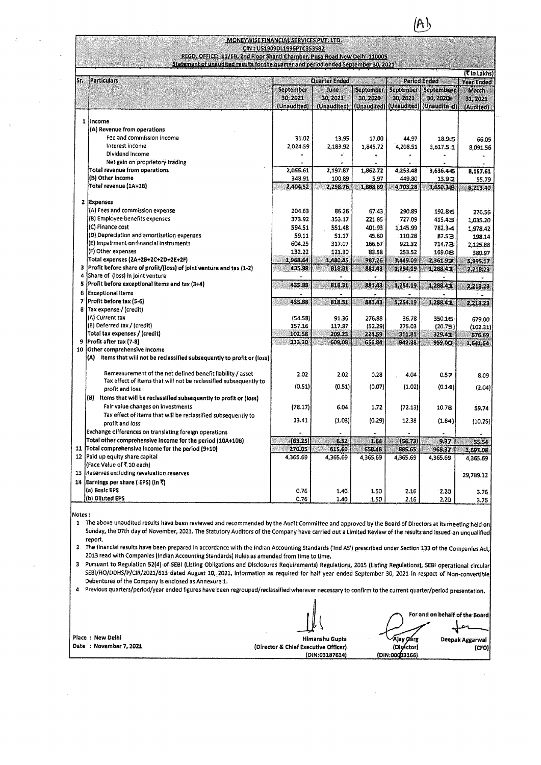(A)

**MONEYWISE FINANCIAL SERVICES PVT. LTD.**
**CIN : U51909DL1996PTC353582**
**REGD. OFFICE: 11/6B, 2nd Floor Shanti Chamber, Pusa Road New Delhi-110005**
**Statement of unaudited results for the quarter and period ended September 30, 2021**

(₹ in Lakhs)

| Sr. | Particulars | Quarter Ended | | | Period Ended | | Year Ended |
|---|---|---|---|---|---|---|---|
| | | September 30, 2021 (Unaudited) | June 30, 2021 (Unaudited) | September 30, 2020 (Unaudited) | September 30, 2021 (Unaudited) | September 30, 2020 (Unaudited) | March 31, 2021 (Audited) |
| 1 | Income | | | | | | |
| | (A) Revenue from operations | | | | | | |
| | Fee and commission income | 31.02 | 13.95 | 17.00 | 44.97 | 18.95 | 66.05 |
| | Interest income | 2,024.59 | 2,183.92 | 1,845.72 | 4,208.51 | 3,617.51 | 8,091.56 |
| | Dividend income | - | - | - | - | - | - |
| | Net gain on proprietory trading | - | - | - | - | - | - |
| | Total revenue from operations | 2,055.61 | 2,197.87 | 1,862.72 | 4,253.48 | 3,636.46 | 8,157.61 |
| | (B) Other income | 348.91 | 100.89 | 5.97 | 449.80 | 13.92 | 55.79 |
| | Total revenue (1A+1B) | 2,404.52 | 2,298.76 | 1,868.69 | 4,703.28 | 3,650.38 | 8,213.40 |
| 2 | Expenses | | | | | | |
| | (A) Fees and commission expense | 204.63 | 86.26 | 67.43 | 290.89 | 192.86 | 276.56 |
| | (B) Employee benefits expenses | 373.92 | 353.17 | 221.85 | 727.09 | 415.43 | 1,035.20 |
| | (C) Finance cost | 594.51 | 551.48 | 401.93 | 1,145.99 | 782.34 | 1,978.42 |
| | (D) Depreciation and amortisation expenses | 59.11 | 51.17 | 45.80 | 110.28 | 87.53 | 198.14 |
| | (E) Impairment on financial instruments | 604.25 | 317.07 | 166.67 | 921.32 | 714.73 | 2,125.88 |
| | (F) Other expenses | 132.22 | 121.30 | 83.58 | 253.52 | 169.08 | 380.97 |
| | Total expenses (2A+2B+2C+2D+2E+2F) | 1,968.64 | 1,480.45 | 987.26 | 3,449.09 | 2,361.97 | 5,995.17 |
| 3 | Profit before share of profit/(loss) of joint venture and tax (1-2) | 435.88 | 818.31 | 881.43 | 1,254.19 | 1,288.41 | 2,218.23 |
| 4 | Share of (loss) in joint venture | - | - | - | - | - | - |
| 5 | Profit before exceptional items and tax (3+4) | 435.88 | 818.31 | 881.43 | 1,254.19 | 1,288.41 | 2,218.23 |
| 6 | Exceptional items | - | - | - | - | - | - |
| 7 | Profit before tax (5-6) | 435.88 | 818.31 | 881.43 | 1,254.19 | 1,288.41 | 2,218.23 |
| 8 | Tax expense / (credit) | | | | | | |
| | (A) Current tax | (54.58) | 91.36 | 276.88 | 36.78 | 350.16 | 679.00 |
| | (B) Deferred tax / (credit) | 157.16 | 117.87 | (52.29) | 275.03 | (20.75) | (102.31) |
| | Total tax expenses / (credit) | 102.58 | 209.23 | 224.59 | 311.81 | 329.41 | 576.69 |
| 9 | Profit after tax (7-8) | 333.30 | 609.08 | 656.84 | 942.38 | 959.00 | 1,641.54 |
| 10 | Other comprehensive income | | | | | | |
| | (A) Items that will not be reclassified subsequently to profit or (loss) | | | | | | |
| | Remeasurement of the net defined benefit liability / asset | 2.02 | 2.02 | 0.28 | 4.04 | 0.57 | 8.09 |
| | Tax effect of items that will not be reclassified subsequently to profit and loss | (0.51) | (0.51) | (0.07) | (1.02) | (0.14) | (2.04) |
| | (B) Items that will be reclassified subsequently to profit or (loss) | | | | | | |
| | Fair value changes on investments | (78.17) | 6.04 | 1.72 | (72.13) | 10.78 | 59.74 |
| | Tax effect of items that will be reclassified subsequently to profit and loss | 13.41 | (1.03) | (0.29) | 12.38 | (1.84) | (10.25) |
| | Exchange differences on translating foreign operations | - | - | - | - | - | - |
| | Total other comprehensive income for the period (10A+10B) | (63.25) | 6.52 | 1.64 | (56.73) | 9.37 | 55.54 |
| 11 | Total comprehensive income for the period (9+10) | 270.05 | 615.60 | 658.48 | 885.65 | 968.37 | 1,697.08 |
| 12 | Paid up equity share capital (Face Value of ₹ 10 each) | 4,365.69 | 4,365.69 | 4,365.69 | 4,365.69 | 4,365.69 | 4,365.69 |
| 13 | Reserves excluding revaluation reserves | | | | | | 29,789.12 |
| 14 | Earnings per share ( EPS) (in ₹) | | | | | | |
| | (a) Basic EPS | 0.76 | 1.40 | 1.50 | 2.16 | 2.20 | 3.76 |
| | (b) Diluted EPS | 0.76 | 1.40 | 1.50 | 2.16 | 2.20 | 3.76 |

Notes :

1. The above unaudited results have been reviewed and recommended by the Audit Committee and approved by the Board of Directors at its meeting held on Sunday, the 07th day of November, 2021. The Statutory Auditors of the Company have carried out a Limited Review of the results and issued an unqualified report.
2. The financial results have been prepared in accordance with the Indian Accounting Standards ('Ind AS') prescribed under Section 133 of the Companies Act, 2013 read with Companies (Indian Accounting Standards) Rules as amended from time to time.
3. Pursuant to Regulation 52(4) of SEBI (Listing Obligations and Disclosures Requirements) Regulations, 2015 (Listing Regulations), SEBI operational circular SEBI/HO/DDHS/P/CIR/2021/613 dated August 10, 2021, information as required for half year ended September 30, 2021 in respect of Non-convertible Debentures of the Company is enclosed as Annexure 1.
4. Previous quarters/period/year ended figures have been regrouped/reclassified wherever necessary to confirm to the current quarter/period presentation.

For and on behalf of the Board

Place : New Delhi
Date : November 7, 2021

Himanshu Gupta
(Director & Chief Executive Officer)
(DIN:03187614)

Ajay Garg
(Director)
(DIN:00003166)

Deepak Aggarwal
(CFO)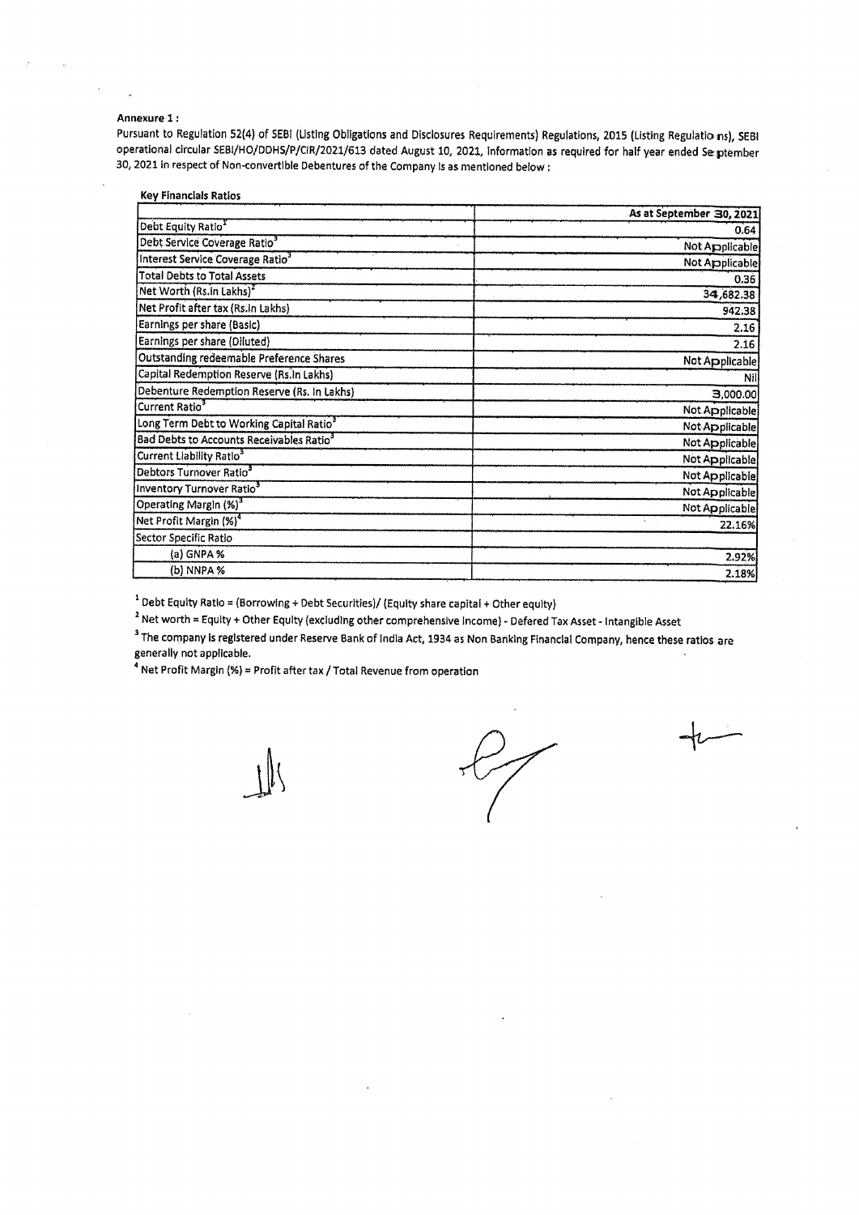**Annexure 1 :**

Pursuant to Regulation 52(4) of SEBI (Listing Obligations and Disclosures Requirements) Regulations, 2015 (Listing Regulations), SEBI operational circular SEBI/HO/DDHS/P/CIR/2021/613 dated August 10, 2021, information as required for half year ended September 30, 2021 in respect of Non-convertible Debentures of the Company is as mentioned below :

**Key Financials Ratios**

| | As at September 30, 2021 |
|---|---|
| Debt Equity Ratio[1] | 0.64 |
| Debt Service Coverage Ratio[3] | Not Applicable |
| Interest Service Coverage Ratio[3] | Not Applicable |
| Total Debts to Total Assets | 0.36 |
| Net Worth (Rs.in Lakhs)[2] | 34,682.38 |
| Net Profit after tax (Rs.in Lakhs) | 942.38 |
| Earnings per share (Basic) | 2.16 |
| Earnings per share (Diluted) | 2.16 |
| Outstanding redeemable Preference Shares | Not Applicable |
| Capital Redemption Reserve (Rs.in Lakhs) | Nil |
| Debenture Redemption Reserve (Rs. in Lakhs) | 3,000.00 |
| Current Ratio[3] | Not Applicable |
| Long Term Debt to Working Capital Ratio[3] | Not Applicable |
| Bad Debts to Accounts Receivables Ratio[3] | Not Applicable |
| Current Liability Ratio[3] | Not Applicable |
| Debtors Turnover Ratio[3] | Not Applicable |
| Inventory Turnover Ratio[3] | Not Applicable |
| Operating Margin (%)[3] | Not Applicable |
| Net Profit Margin (%)[4] | 22.16% |
| Sector Specific Ratio | |
| (a) GNPA % | 2.92% |
| (b) NNPA % | 2.18% |

[1] Debt Equity Ratio = (Borrowing + Debt Securities)/ (Equity share capital + Other equity)

[2] Net worth = Equity + Other Equity (excluding other comprehensive income) - Defered Tax Asset - Intangible Asset

[3] The company is registered under Reserve Bank of India Act, 1934 as Non Banking Financial Company, hence these ratios are generally not applicable.

[4] Net Profit Margin (%) = Profit after tax / Total Revenue from operation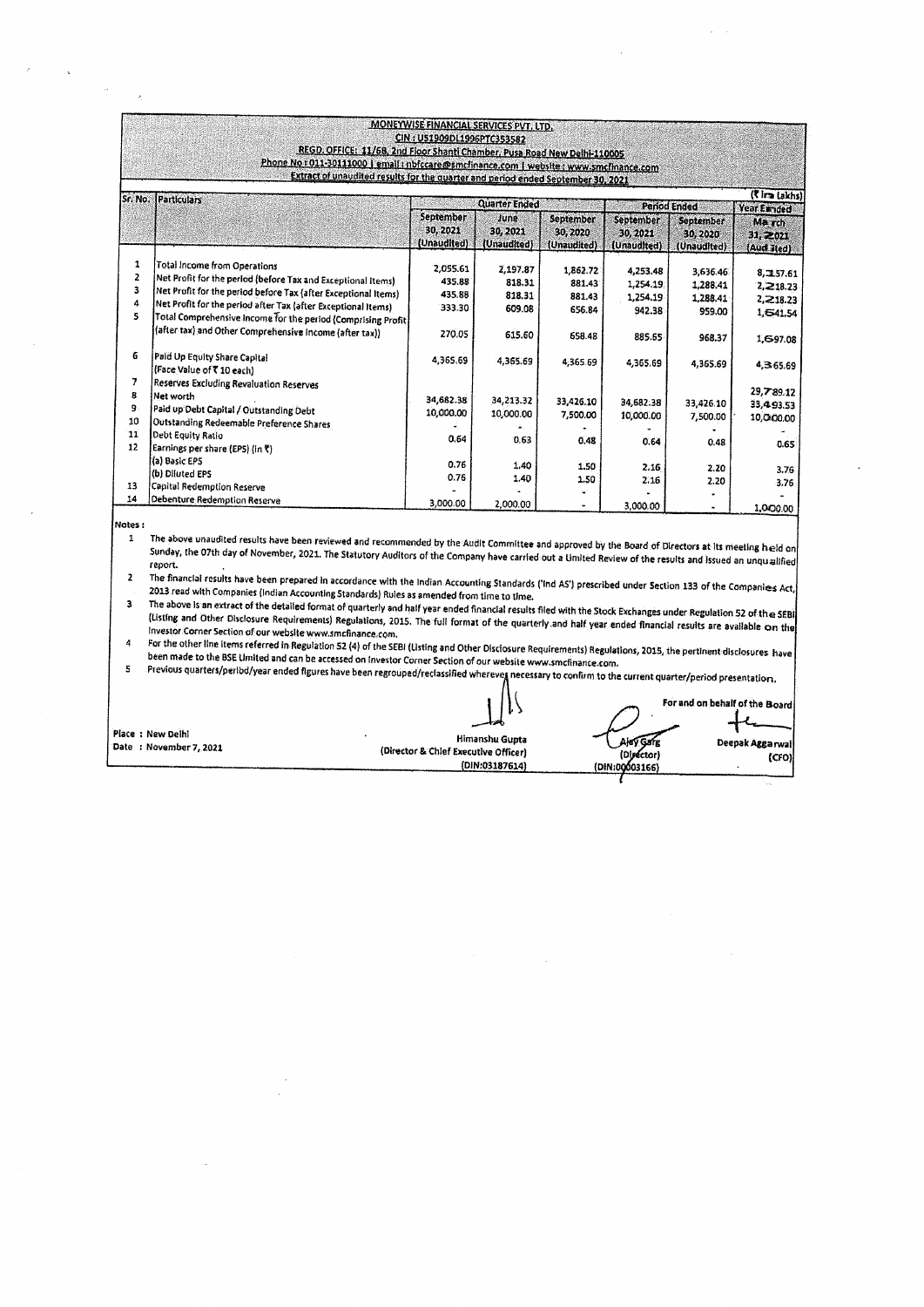**MONEYWISE FINANCIAL SERVICES PVT. LTD.**
**CIN : U51909DL1996PTC353582**
**REGD. OFFICE: 11/6B, 2nd Floor Shanti Chamber, Pusa Road New Delhi-110005**
**Phone No : 011-30111000 | email : nbfccare@smcfinance.com | website : www.smcfinance.com**
**Extract of unaudited results for the quarter and period ended September 30, 2021**

(₹ in Lakhs)

| Sr. No. | Particulars | Quarter Ended | | | Period Ended | | Year Ended |
|---|---|---|---|---|---|---|---|
| | | September 30, 2021 (Unaudited) | June 30, 2021 (Unaudited) | September 30, 2020 (Unaudited) | September 30, 2021 (Unaudited) | September 30, 2020 (Unaudited) | March 31, 2021 (Audited) |
| 1 | Total Income from Operations | 2,055.61 | 2,197.87 | 1,862.72 | 4,253.48 | 3,636.46 | 8,157.61 |
| 2 | Net Profit for the period (before Tax and Exceptional Items) | 435.88 | 818.31 | 881.43 | 1,254.19 | 1,288.41 | 2,218.23 |
| 3 | Net Profit for the period before Tax (after Exceptional Items) | 435.88 | 818.31 | 881.43 | 1,254.19 | 1,288.41 | 2,218.23 |
| 4 | Net Profit for the period after Tax (after Exceptional Items) | 333.30 | 609.08 | 656.84 | 942.38 | 959.00 | 1,641.54 |
| 5 | Total Comprehensive Income for the period (Comprising Profit (after tax) and Other Comprehensive Income (after tax)) | 270.05 | 615.60 | 658.48 | 885.65 | 968.37 | 1,697.08 |
| 6 | Paid Up Equity Share Capital (Face Value of ₹ 10 each) | 4,365.69 | 4,365.69 | 4,365.69 | 4,365.69 | 4,365.69 | 4,365.69 |
| 7 | Reserves Excluding Revaluation Reserves | | | | | | 29,789.12 |
| 8 | Net worth | 34,682.38 | 34,213.32 | 33,426.10 | 34,682.38 | 33,426.10 | 33,493.53 |
| 9 | Paid up Debt Capital / Outstanding Debt | 10,000.00 | 10,000.00 | 7,500.00 | 10,000.00 | 7,500.00 | 10,000.00 |
| 10 | Outstanding Redeemable Preference Shares | - | - | - | - | - | - |
| 11 | Debt Equity Ratio | 0.64 | 0.63 | 0.48 | 0.64 | 0.48 | 0.65 |
| 12 | Earnings per share (EPS) (in ₹) | | | | | | |
| | (a) Basic EPS | 0.76 | 1.40 | 1.50 | 2.16 | 2.20 | 3.76 |
| | (b) Diluted EPS | 0.76 | 1.40 | 1.50 | 2.16 | 2.20 | 3.76 |
| 13 | Capital Redemption Reserve | - | - | - | - | - | - |
| 14 | Debenture Redemption Reserve | 3,000.00 | 2,000.00 | - | 3,000.00 | - | 1,000.00 |

**Notes :**

1. The above unaudited results have been reviewed and recommended by the Audit Committee and approved by the Board of Directors at its meeting held on Sunday, the 07th day of November, 2021. The Statutory Auditors of the Company have carried out a Limited Review of the results and issued an unqualified report.
2. The financial results have been prepared in accordance with the Indian Accounting Standards ('Ind AS') prescribed under Section 133 of the Companies Act, 2013 read with Companies (Indian Accounting Standards) Rules as amended from time to time.
3. The above is an extract of the detailed format of quarterly and half year ended financial results filed with the Stock Exchanges under Regulation 52 of the SEBI (Listing and Other Disclosure Requirements) Regulations, 2015. The full format of the quarterly and half year ended financial results are available on the Investor Corner Section of our website www.smcfinance.com.
4. For the other line items referred in Regulation 52 (4) of the SEBI (Listing and Other Disclosure Requirements) Regulations, 2015, the pertinent disclosures have been made to the BSE Limited and can be accessed on Investor Corner Section of our website www.smcfinance.com.
5. Previous quarters/period/year ended figures have been regrouped/reclassified wherever necessary to confirm to the current quarter/period presentation.

For and on behalf of the Board

Place : New Delhi
Date : November 7, 2021

Himanshu Gupta
(Director & Chief Executive Officer)
(DIN:03187614)

Ajay Garg
(Director)
(DIN:00003166)

Deepak Aggarwal
(CFO)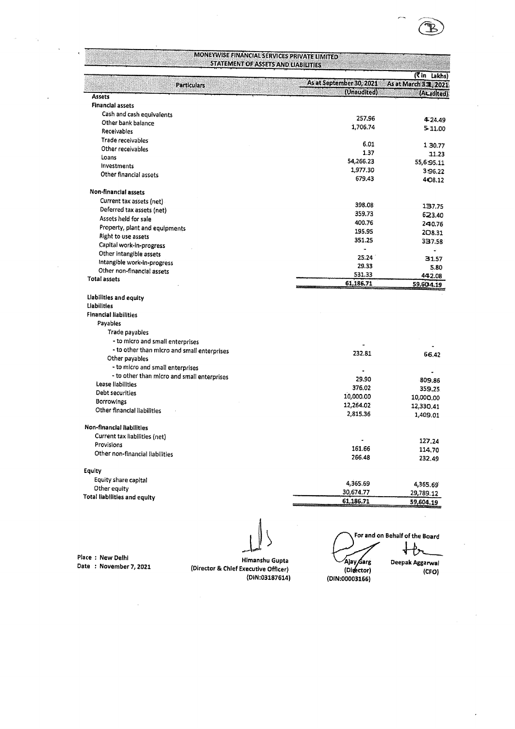# MONEYWISE FINANCIAL SERVICES PRIVATE LIMITED

## STATEMENT OF ASSETS AND LIABILITIES

(₹ in Lakhs)

| Particulars | As at September 30, 2021 (Unaudited) | As at March 31, 2021 (Audited) |
|---|---|---|
| **Assets** | | |
| **Financial assets** | | |
| Cash and cash equivalents | 257.96 | 424.49 |
| Other bank balance | 1,706.74 | 511.00 |
| Receivables | | |
| Trade receivables | 6.01 | 130.77 |
| Other receivables | 1.37 | 11.23 |
| Loans | 54,266.23 | 55,695.11 |
| Investments | 1,977.30 | 396.22 |
| Other financial assets | 679.43 | 408.12 |
| **Non-financial assets** | | |
| Current tax assets (net) | 398.08 | 137.75 |
| Deferred tax assets (net) | 359.73 | 623.40 |
| Assets held for sale | 400.76 | 240.76 |
| Property, plant and equipments | 195.95 | 208.31 |
| Right to use assets | 351.25 | 337.58 |
| Capital work-in-progress | - | - |
| Other intangible assets | 25.24 | 31.57 |
| Intangible work-in-progress | 29.33 | 5.80 |
| Other non-financial assets | 531.33 | 442.08 |
| **Total assets** | 61,186.71 | 59,604.19 |
| **Liabilities and equity** | | |
| **Liabilities** | | |
| **Financial liabilities** | | |
| Payables | | |
| Trade payables | | |
| - to micro and small enterprises | - | - |
| - to other than micro and small enterprises | 232.81 | 66.42 |
| Other payables | | |
| - to micro and small enterprises | - | - |
| - to other than micro and small enterprises | 29.90 | 809.86 |
| Lease liabilities | 376.02 | 359.25 |
| Debt securities | 10,000.00 | 10,000.00 |
| Borrowings | 12,264.02 | 12,330.41 |
| Other financial liabilities | 2,815.36 | 1,409.01 |
| **Non-financial liabilities** | | |
| Current tax liabilities (net) | - | 127.24 |
| Provisions | 161.66 | 114.70 |
| Other non-financial liabilities | 266.48 | 232.49 |
| **Equity** | | |
| Equity share capital | 4,365.69 | 4,365.69 |
| Other equity | 30,674.77 | 29,789.12 |
| **Total liabilities and equity** | 61,186.71 | 59,604.19 |

For and on Behalf of the Board

Place : New Delhi
Date : November 7, 2021

Himanshu Gupta
(Director & Chief Executive Officer)
(DIN:03187614)

Ajay Garg
(Director)
(DIN:00003166)

Deepak Aggarwal
(CFO)